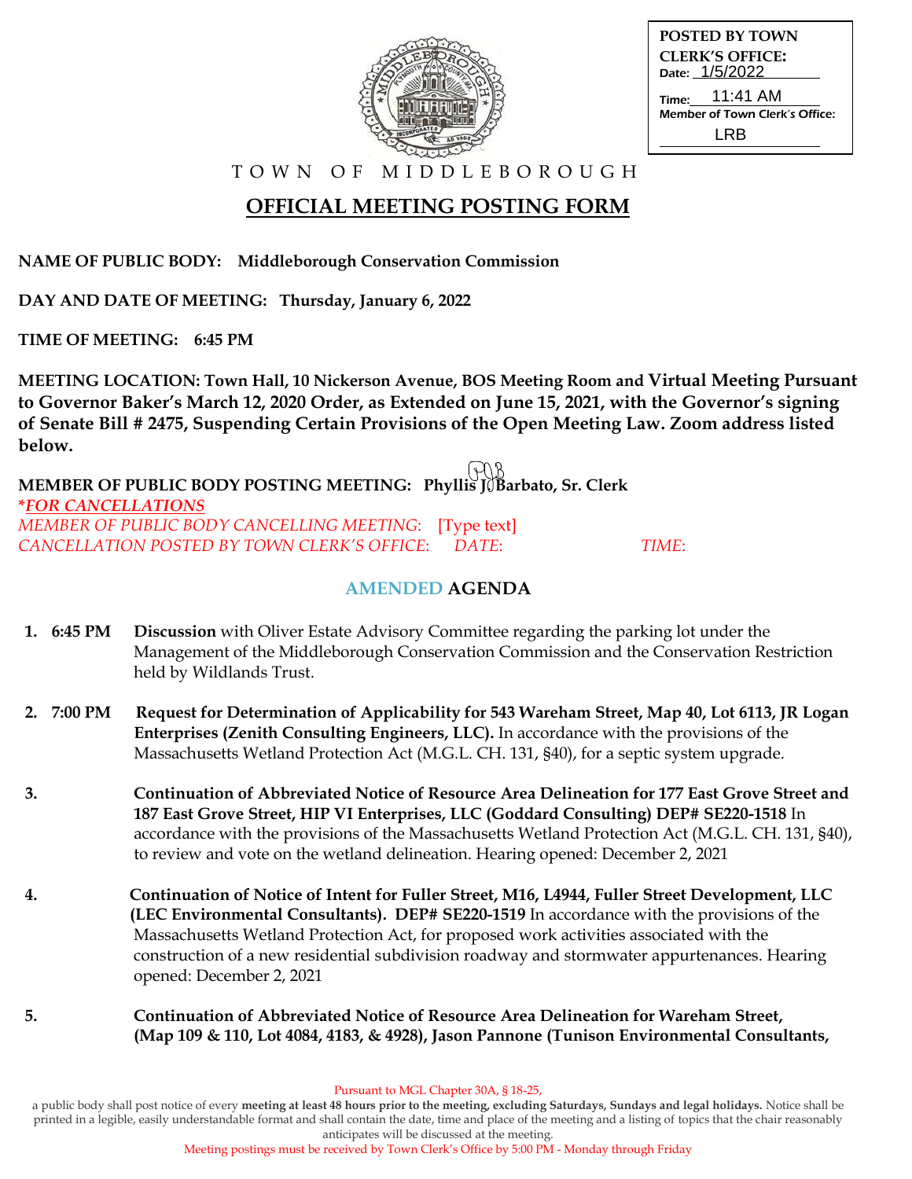**POSTED BY TOWN CLERK'S OFFICE:**
Date: 1/5/2022
Time: 11:41 AM
Member of Town Clerk's Office: LRB

TOWN OF MIDDLEBOROUGH

# OFFICIAL MEETING POSTING FORM

**NAME OF PUBLIC BODY: Middleborough Conservation Commission**

**DAY AND DATE OF MEETING: Thursday, January 6, 2022**

**TIME OF MEETING: 6:45 PM**

**MEETING LOCATION: Town Hall, 10 Nickerson Avenue, BOS Meeting Room and Virtual Meeting Pursuant to Governor Baker's March 12, 2020 Order, as Extended on June 15, 2021, with the Governor's signing of Senate Bill # 2475, Suspending Certain Provisions of the Open Meeting Law. Zoom address listed below.**

**MEMBER OF PUBLIC BODY POSTING MEETING: Phyllis J. Barbato, Sr. Clerk**

***FOR CANCELLATIONS***

*MEMBER OF PUBLIC BODY CANCELLING MEETING:* [Type text]

*CANCELLATION POSTED BY TOWN CLERK'S OFFICE: DATE: TIME:*

## AMENDED AGENDA

1. **6:45 PM Discussion** with Oliver Estate Advisory Committee regarding the parking lot under the Management of the Middleborough Conservation Commission and the Conservation Restriction held by Wildlands Trust.

2. **7:00 PM Request for Determination of Applicability for 543 Wareham Street, Map 40, Lot 6113, JR Logan Enterprises (Zenith Consulting Engineers, LLC).** In accordance with the provisions of the Massachusetts Wetland Protection Act (M.G.L. CH. 131, §40), for a septic system upgrade.

3. **Continuation of Abbreviated Notice of Resource Area Delineation for 177 East Grove Street and 187 East Grove Street, HIP VI Enterprises, LLC (Goddard Consulting) DEP# SE220-1518** In accordance with the provisions of the Massachusetts Wetland Protection Act (M.G.L. CH. 131, §40), to review and vote on the wetland delineation. Hearing opened: December 2, 2021

4. **Continuation of Notice of Intent for Fuller Street, M16, L4944, Fuller Street Development, LLC (LEC Environmental Consultants). DEP# SE220-1519** In accordance with the provisions of the Massachusetts Wetland Protection Act, for proposed work activities associated with the construction of a new residential subdivision roadway and stormwater appurtenances. Hearing opened: December 2, 2021

5. **Continuation of Abbreviated Notice of Resource Area Delineation for Wareham Street, (Map 109 & 110, Lot 4084, 4183, & 4928), Jason Pannone (Tunison Environmental Consultants,**

Pursuant to MGL Chapter 30A, § 18-25,
a public body shall post notice of every **meeting at least 48 hours prior to the meeting, excluding Saturdays, Sundays and legal holidays.** Notice shall be printed in a legible, easily understandable format and shall contain the date, time and place of the meeting and a listing of topics that the chair reasonably anticipates will be discussed at the meeting.
Meeting postings must be received by Town Clerk's Office by 5:00 PM - Monday through Friday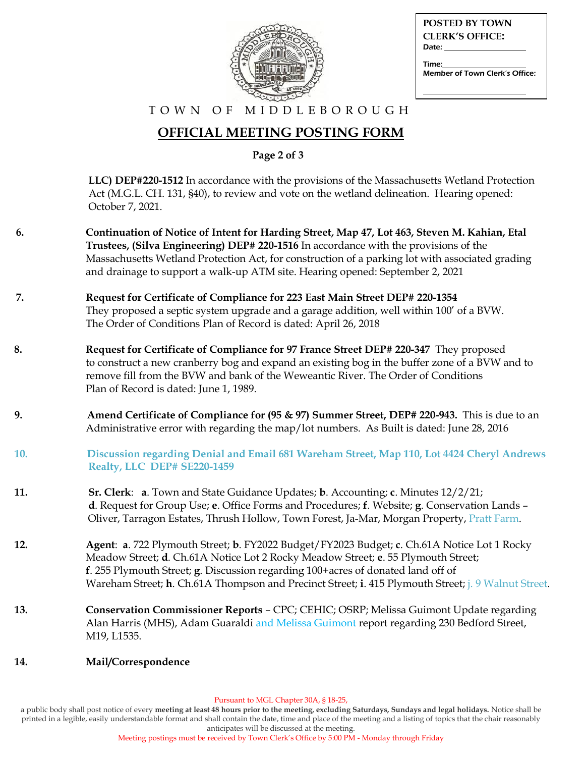POSTED BY TOWN CLERK'S OFFICE:
Date: 

Time:
Member of Town Clerk's Office:

TOWN OF MIDDLEBOROUGH

# OFFICIAL MEETING POSTING FORM

**Page 2 of 3**

**LLC) DEP#220-1512** In accordance with the provisions of the Massachusetts Wetland Protection Act (M.G.L. CH. 131, §40), to review and vote on the wetland delineation. Hearing opened: October 7, 2021.

6. **Continuation of Notice of Intent for Harding Street, Map 47, Lot 463, Steven M. Kahian, Etal Trustees, (Silva Engineering) DEP# 220-1516** In accordance with the provisions of the Massachusetts Wetland Protection Act, for construction of a parking lot with associated grading and drainage to support a walk-up ATM site. Hearing opened: September 2, 2021

7. **Request for Certificate of Compliance for 223 East Main Street DEP# 220-1354** They proposed a septic system upgrade and a garage addition, well within 100' of a BVW. The Order of Conditions Plan of Record is dated: April 26, 2018

8. **Request for Certificate of Compliance for 97 France Street DEP# 220-347** They proposed to construct a new cranberry bog and expand an existing bog in the buffer zone of a BVW and to remove fill from the BVW and bank of the Weweantic River. The Order of Conditions Plan of Record is dated: June 1, 1989.

9. **Amend Certificate of Compliance for (95 & 97) Summer Street, DEP# 220-943.** This is due to an Administrative error with regarding the map/lot numbers. As Built is dated: June 28, 2016

10. **Discussion regarding Denial and Email 681 Wareham Street, Map 110, Lot 4424 Cheryl Andrews Realty, LLC DEP# SE220-1459**

11. **Sr. Clerk**: **a**. Town and State Guidance Updates; **b**. Accounting; **c**. Minutes 12/2/21; **d**. Request for Group Use; **e**. Office Forms and Procedures; **f**. Website; **g**. Conservation Lands – Oliver, Tarragon Estates, Thrush Hollow, Town Forest, Ja-Mar, Morgan Property, Pratt Farm.

12. **Agent**: **a**. 722 Plymouth Street; **b**. FY2022 Budget/FY2023 Budget; **c**. Ch.61A Notice Lot 1 Rocky Meadow Street; **d**. Ch.61A Notice Lot 2 Rocky Meadow Street; **e**. 55 Plymouth Street; **f**. 255 Plymouth Street; **g**. Discussion regarding 100+acres of donated land off of Wareham Street; **h**. Ch.61A Thompson and Precinct Street; **i**. 415 Plymouth Street; j. 9 Walnut Street.

13. **Conservation Commissioner Reports** – CPC; CEHIC; OSRP; Melissa Guimont Update regarding Alan Harris (MHS), Adam Guaraldi and Melissa Guimont report regarding 230 Bedford Street, M19, L1535.

14. **Mail/Correspondence**

Pursuant to MGL Chapter 30A, § 18-25,
a public body shall post notice of every **meeting at least 48 hours prior to the meeting, excluding Saturdays, Sundays and legal holidays.** Notice shall be printed in a legible, easily understandable format and shall contain the date, time and place of the meeting and a listing of topics that the chair reasonably anticipates will be discussed at the meeting.
Meeting postings must be received by Town Clerk's Office by 5:00 PM - Monday through Friday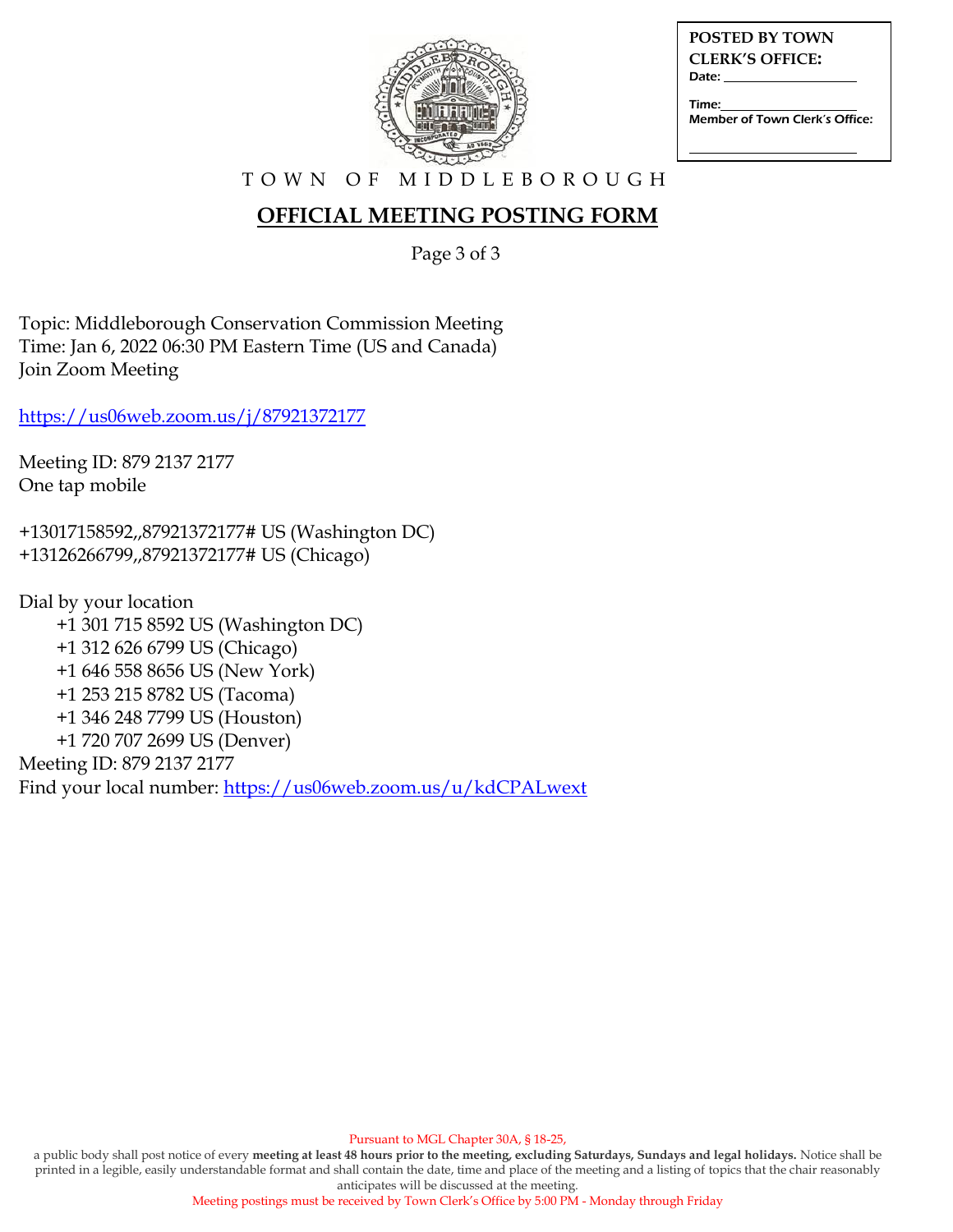**POSTED BY TOWN CLERK'S OFFICE:**
Date: ____________________

Time: ____________________
Member of Town Clerk's Office:

____________________

TOWN OF MIDDLEBOROUGH

# OFFICIAL MEETING POSTING FORM

Topic: Middleborough Conservation Commission Meeting
Time: Jan 6, 2022 06:30 PM Eastern Time (US and Canada)
Join Zoom Meeting

https://us06web.zoom.us/j/87921372177

Meeting ID: 879 2137 2177
One tap mobile

+13017158592,,87921372177# US (Washington DC)
+13126266799,,87921372177# US (Chicago)

Dial by your location
+1 301 715 8592 US (Washington DC)
+1 312 626 6799 US (Chicago)
+1 646 558 8656 US (New York)
+1 253 215 8782 US (Tacoma)
+1 346 248 7799 US (Houston)
+1 720 707 2699 US (Denver)
Meeting ID: 879 2137 2177
Find your local number: https://us06web.zoom.us/u/kdCPALwext

Pursuant to MGL Chapter 30A, § 18-25,
a public body shall post notice of every **meeting at least 48 hours prior to the meeting, excluding Saturdays, Sundays and legal holidays.** Notice shall be printed in a legible, easily understandable format and shall contain the date, time and place of the meeting and a listing of topics that the chair reasonably anticipates will be discussed at the meeting.
Meeting postings must be received by Town Clerk's Office by 5:00 PM - Monday through Friday